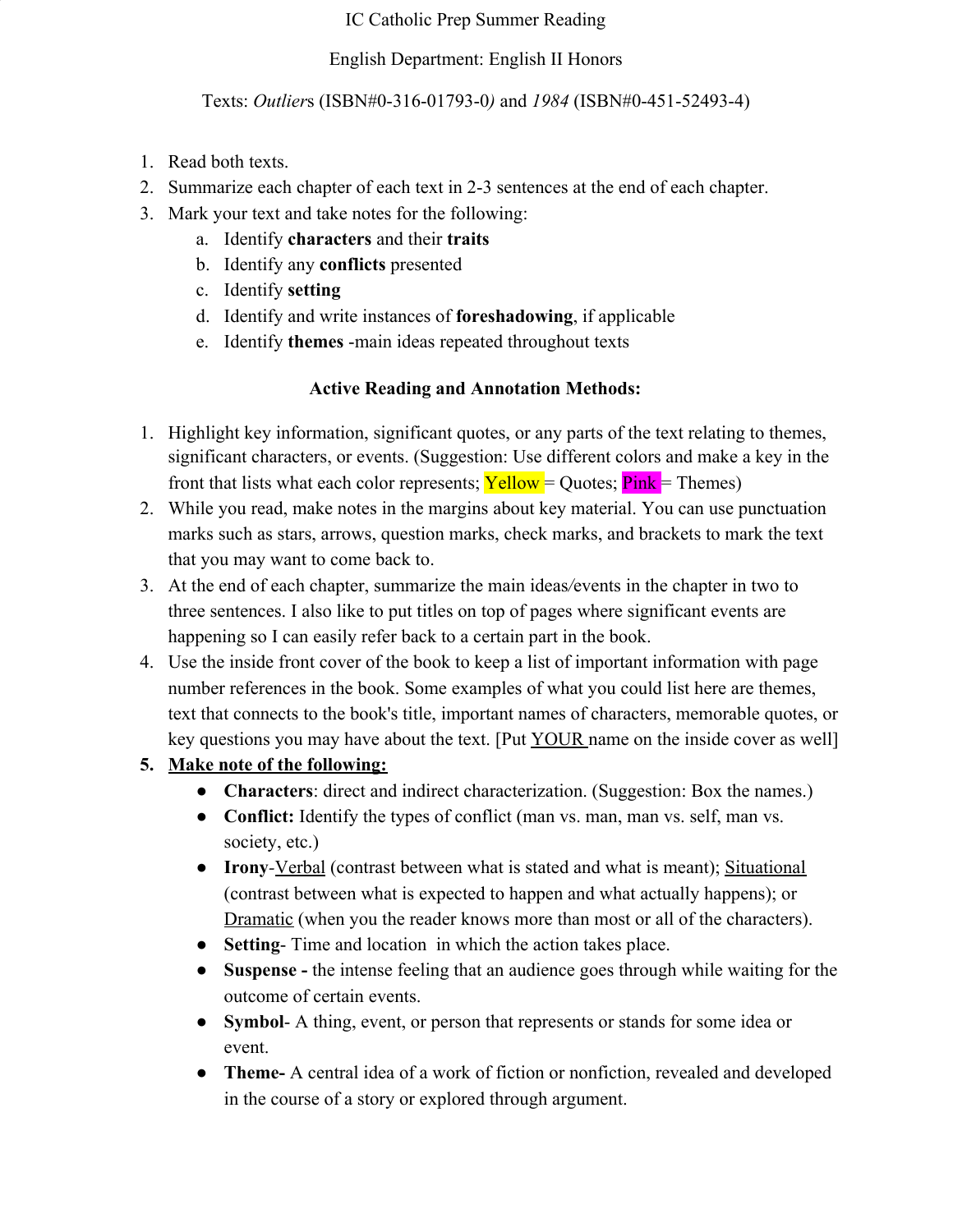IC Catholic Prep Summer Reading

English Department: English II Honors

Texts: *Outliers* (ISBN#0-316-01793-0) and *1984* (ISBN#0-451-52493-4)

1. Read both texts.
2. Summarize each chapter of each text in 2-3 sentences at the end of each chapter.
3. Mark your text and take notes for the following:
   a. Identify **characters** and their **traits**
   b. Identify any **conflicts** presented
   c. Identify **setting**
   d. Identify and write instances of **foreshadowing**, if applicable
   e. Identify **themes** -main ideas repeated throughout texts

**Active Reading and Annotation Methods:**

1. Highlight key information, significant quotes, or any parts of the text relating to themes, significant characters, or events. (Suggestion: Use different colors and make a key in the front that lists what each color represents; Yellow = Quotes; Pink = Themes)
2. While you read, make notes in the margins about key material. You can use punctuation marks such as stars, arrows, question marks, check marks, and brackets to mark the text that you may want to come back to.
3. At the end of each chapter, summarize the main ideas/events in the chapter in two to three sentences. I also like to put titles on top of pages where significant events are happening so I can easily refer back to a certain part in the book.
4. Use the inside front cover of the book to keep a list of important information with page number references in the book. Some examples of what you could list here are themes, text that connects to the book's title, important names of characters, memorable quotes, or key questions you may have about the text. [Put YOUR name on the inside cover as well]
5. **Make note of the following:**
   - **Characters**: direct and indirect characterization. (Suggestion: Box the names.)
   - **Conflict:** Identify the types of conflict (man vs. man, man vs. self, man vs. society, etc.)
   - **Irony**-Verbal (contrast between what is stated and what is meant); Situational (contrast between what is expected to happen and what actually happens); or Dramatic (when you the reader knows more than most or all of the characters).
   - **Setting**- Time and location in which the action takes place.
   - **Suspense -** the intense feeling that an audience goes through while waiting for the outcome of certain events.
   - **Symbol**- A thing, event, or person that represents or stands for some idea or event.
   - **Theme-** A central idea of a work of fiction or nonfiction, revealed and developed in the course of a story or explored through argument.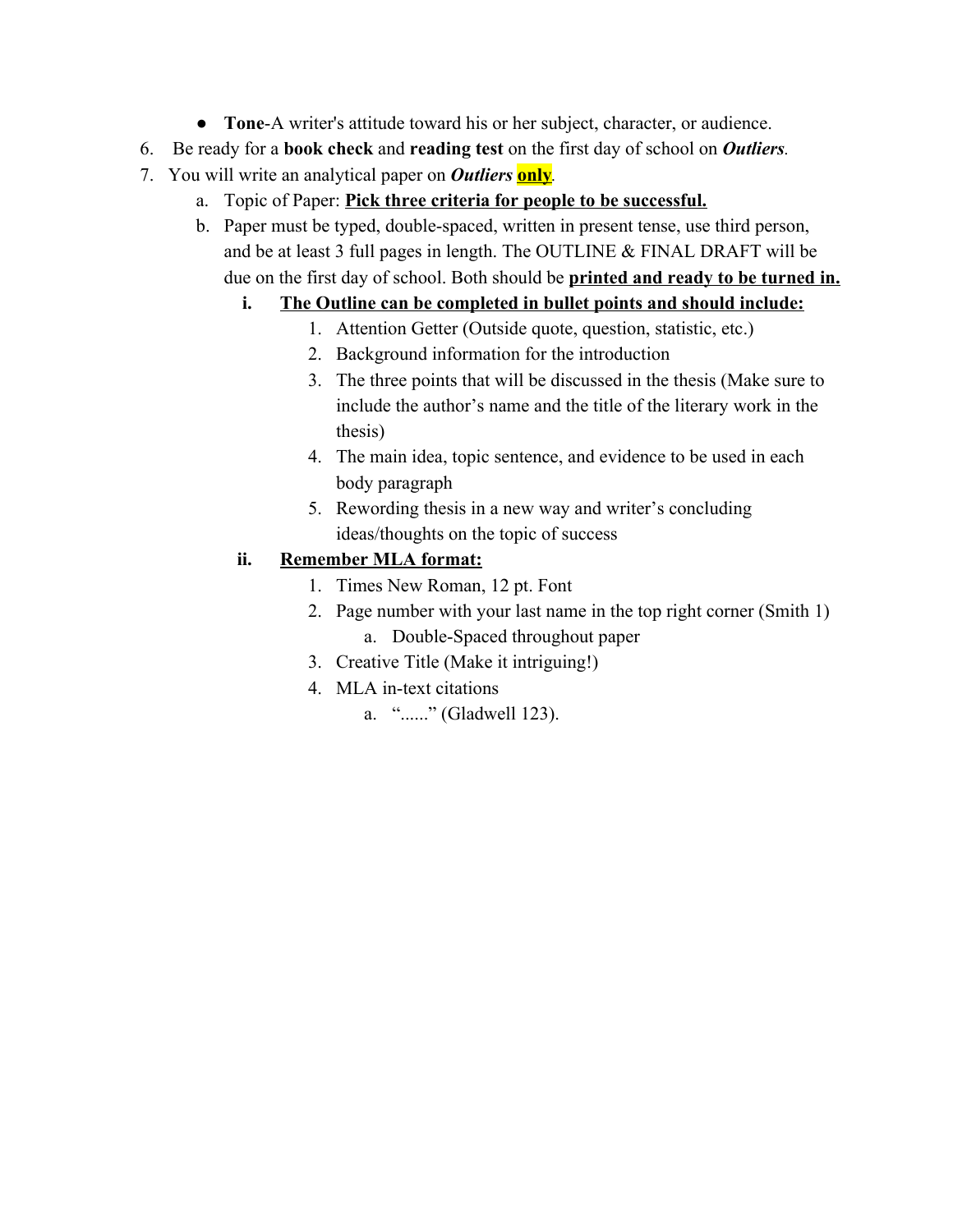- **Tone**-A writer's attitude toward his or her subject, character, or audience.

6. Be ready for a **book check** and **reading test** on the first day of school on ***Outliers***.
7. You will write an analytical paper on ***Outliers*** **<u>only</u>**.
    a. Topic of Paper: **<u>Pick three criteria for people to be successful.</u>**
    b. Paper must be typed, double-spaced, written in present tense, use third person, and be at least 3 full pages in length. The OUTLINE & FINAL DRAFT will be due on the first day of school. Both should be **<u>printed and ready to be turned in.</u>**
        i. **<u>The Outline can be completed in bullet points and should include:</u>**
            1. Attention Getter (Outside quote, question, statistic, etc.)
            2. Background information for the introduction
            3. The three points that will be discussed in the thesis (Make sure to include the author's name and the title of the literary work in the thesis)
            4. The main idea, topic sentence, and evidence to be used in each body paragraph
            5. Rewording thesis in a new way and writer's concluding ideas/thoughts on the topic of success
        ii. **<u>Remember MLA format:</u>**
            1. Times New Roman, 12 pt. Font
            2. Page number with your last name in the top right corner (Smith 1)
                a. Double-Spaced throughout paper
            3. Creative Title (Make it intriguing!)
            4. MLA in-text citations
                a. "......" (Gladwell 123).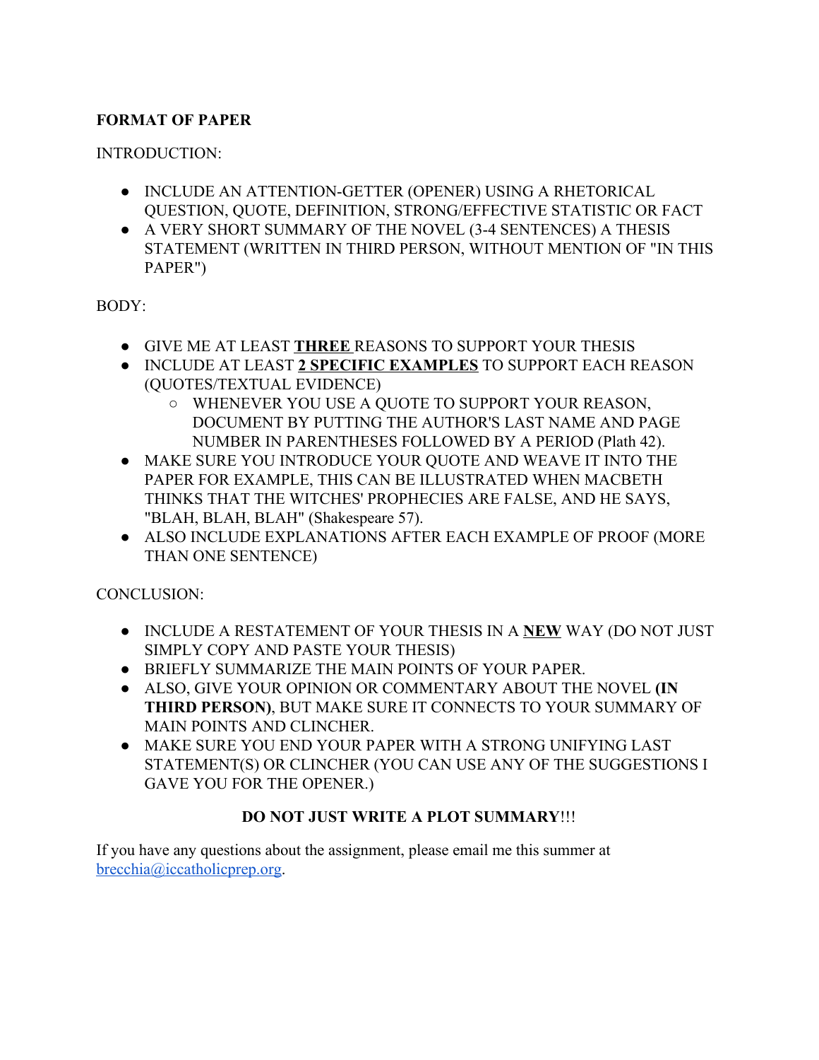**FORMAT OF PAPER**

INTRODUCTION:

- INCLUDE AN ATTENTION-GETTER (OPENER) USING A RHETORICAL QUESTION, QUOTE, DEFINITION, STRONG/EFFECTIVE STATISTIC OR FACT
- A VERY SHORT SUMMARY OF THE NOVEL (3-4 SENTENCES) A THESIS STATEMENT (WRITTEN IN THIRD PERSON, WITHOUT MENTION OF "IN THIS PAPER")

BODY:

- GIVE ME AT LEAST **<u>THREE</u>** REASONS TO SUPPORT YOUR THESIS
- INCLUDE AT LEAST **<u>2 SPECIFIC EXAMPLES</u>** TO SUPPORT EACH REASON (QUOTES/TEXTUAL EVIDENCE)
  - WHENEVER YOU USE A QUOTE TO SUPPORT YOUR REASON, DOCUMENT BY PUTTING THE AUTHOR'S LAST NAME AND PAGE NUMBER IN PARENTHESES FOLLOWED BY A PERIOD (Plath 42).
- MAKE SURE YOU INTRODUCE YOUR QUOTE AND WEAVE IT INTO THE PAPER FOR EXAMPLE, THIS CAN BE ILLUSTRATED WHEN MACBETH THINKS THAT THE WITCHES' PROPHECIES ARE FALSE, AND HE SAYS, "BLAH, BLAH, BLAH" (Shakespeare 57).
- ALSO INCLUDE EXPLANATIONS AFTER EACH EXAMPLE OF PROOF (MORE THAN ONE SENTENCE)

CONCLUSION:

- INCLUDE A RESTATEMENT OF YOUR THESIS IN A **<u>NEW</u>** WAY (DO NOT JUST SIMPLY COPY AND PASTE YOUR THESIS)
- BRIEFLY SUMMARIZE THE MAIN POINTS OF YOUR PAPER.
- ALSO, GIVE YOUR OPINION OR COMMENTARY ABOUT THE NOVEL **(IN THIRD PERSON)**, BUT MAKE SURE IT CONNECTS TO YOUR SUMMARY OF MAIN POINTS AND CLINCHER.
- MAKE SURE YOU END YOUR PAPER WITH A STRONG UNIFYING LAST STATEMENT(S) OR CLINCHER (YOU CAN USE ANY OF THE SUGGESTIONS I GAVE YOU FOR THE OPENER.)

**DO NOT JUST WRITE A PLOT SUMMARY**!!!

If you have any questions about the assignment, please email me this summer at [brecchia@iccatholicprep.org](mailto:brecchia@iccatholicprep.org).